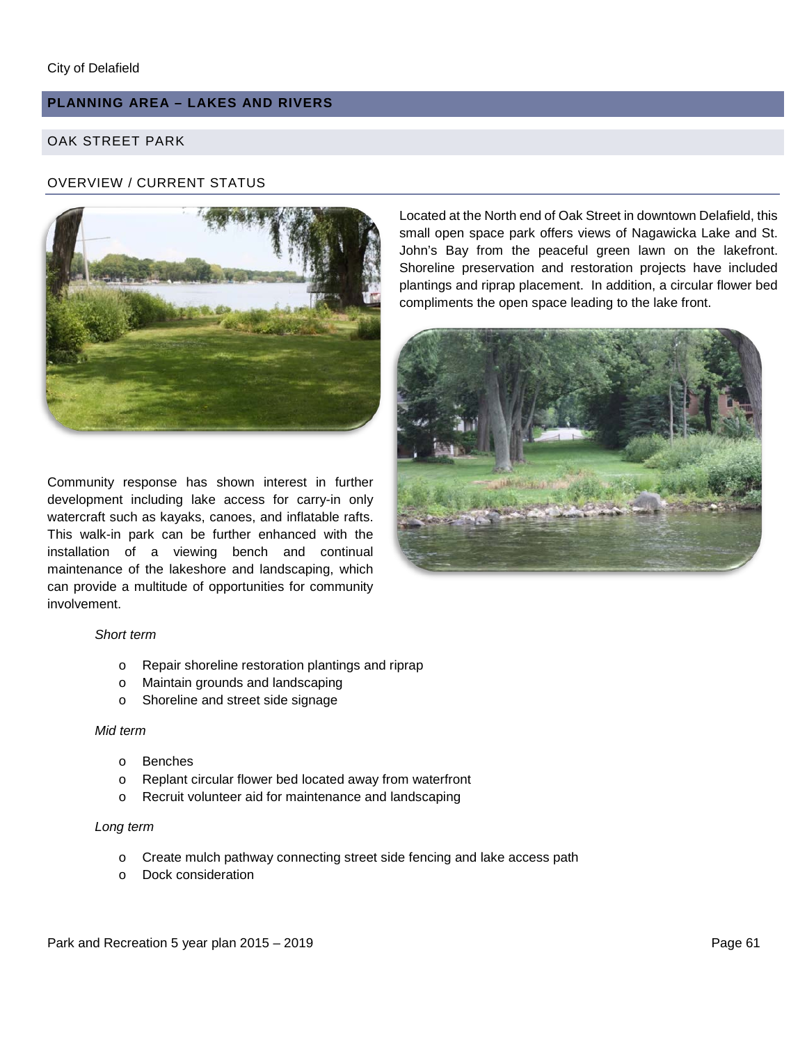## PLANNING AREA – LAKES AND RIVERS

### OAK STREET PARK

#### OVERVIEW / CURRENT STATUS

Located at the North end of Oak Street in downtown Delafield, this small open space park offers views of Nagawicka Lake and St. John's Bay from the peaceful green lawn on the lakefront. Shoreline preservation and restoration projects have included plantings and riprap placement. In addition, a circular flower bed compliments the open space leading to the lake front.

Community response has shown interest in further development including lake access for carry-in only watercraft such as kayaks, canoes, and inflatable rafts. This walk-in park can be further enhanced with the installation of a viewing bench and continual maintenance of the lakeshore and landscaping, which can provide a multitude of opportunities for community involvement.

*Short term*

- Repair shoreline restoration plantings and riprap
- Maintain grounds and landscaping
- Shoreline and street side signage

*Mid term*

- Benches
- Replant circular flower bed located away from waterfront
- Recruit volunteer aid for maintenance and landscaping

*Long term*

- Create mulch pathway connecting street side fencing and lake access path
- Dock consideration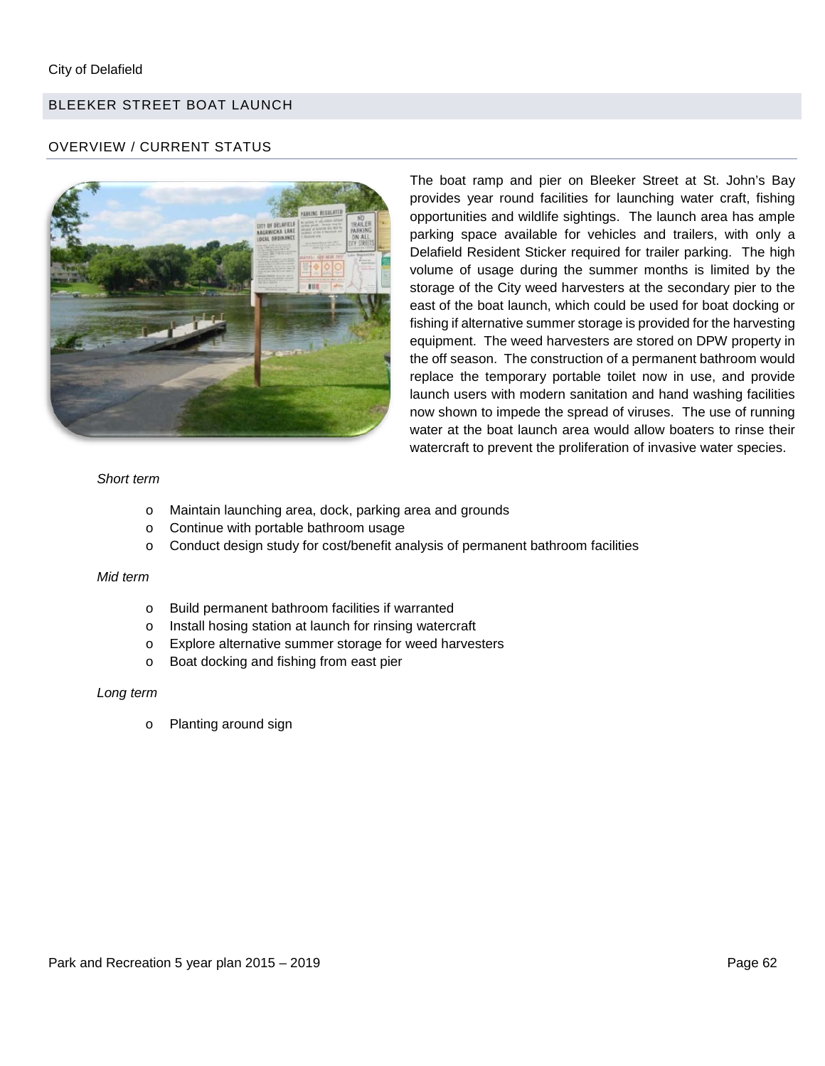## BLEEKER STREET BOAT LAUNCH

### OVERVIEW / CURRENT STATUS

The boat ramp and pier on Bleeker Street at St. John's Bay provides year round facilities for launching water craft, fishing opportunities and wildlife sightings. The launch area has ample parking space available for vehicles and trailers, with only a Delafield Resident Sticker required for trailer parking. The high volume of usage during the summer months is limited by the storage of the City weed harvesters at the secondary pier to the east of the boat launch, which could be used for boat docking or fishing if alternative summer storage is provided for the harvesting equipment. The weed harvesters are stored on DPW property in the off season. The construction of a permanent bathroom would replace the temporary portable toilet now in use, and provide launch users with modern sanitation and hand washing facilities now shown to impede the spread of viruses. The use of running water at the boat launch area would allow boaters to rinse their watercraft to prevent the proliferation of invasive water species.

*Short term*

- Maintain launching area, dock, parking area and grounds
- Continue with portable bathroom usage
- Conduct design study for cost/benefit analysis of permanent bathroom facilities

*Mid term*

- Build permanent bathroom facilities if warranted
- Install hosing station at launch for rinsing watercraft
- Explore alternative summer storage for weed harvesters
- Boat docking and fishing from east pier

*Long term*

- Planting around sign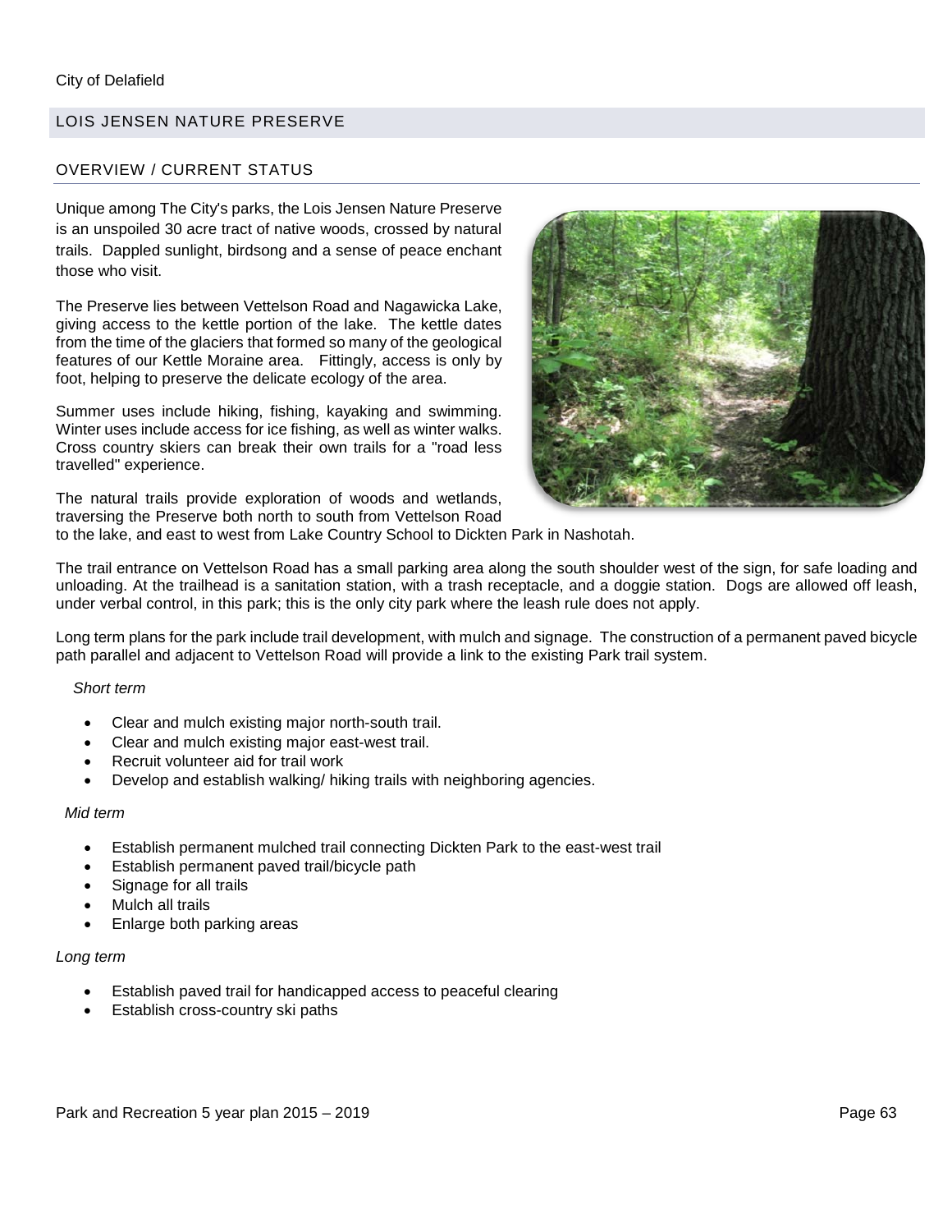City of Delafield

## LOIS JENSEN NATURE PRESERVE

### OVERVIEW / CURRENT STATUS

Unique among The City's parks, the Lois Jensen Nature Preserve is an unspoiled 30 acre tract of native woods, crossed by natural trails. Dappled sunlight, birdsong and a sense of peace enchant those who visit.

The Preserve lies between Vettelson Road and Nagawicka Lake, giving access to the kettle portion of the lake. The kettle dates from the time of the glaciers that formed so many of the geological features of our Kettle Moraine area. Fittingly, access is only by foot, helping to preserve the delicate ecology of the area.

Summer uses include hiking, fishing, kayaking and swimming. Winter uses include access for ice fishing, as well as winter walks. Cross country skiers can break their own trails for a "road less travelled" experience.

The natural trails provide exploration of woods and wetlands, traversing the Preserve both north to south from Vettelson Road to the lake, and east to west from Lake Country School to Dickten Park in Nashotah.

The trail entrance on Vettelson Road has a small parking area along the south shoulder west of the sign, for safe loading and unloading. At the trailhead is a sanitation station, with a trash receptacle, and a doggie station. Dogs are allowed off leash, under verbal control, in this park; this is the only city park where the leash rule does not apply.

Long term plans for the park include trail development, with mulch and signage. The construction of a permanent paved bicycle path parallel and adjacent to Vettelson Road will provide a link to the existing Park trail system.

*Short term*

- Clear and mulch existing major north-south trail.
- Clear and mulch existing major east-west trail.
- Recruit volunteer aid for trail work
- Develop and establish walking/ hiking trails with neighboring agencies.

*Mid term*

- Establish permanent mulched trail connecting Dickten Park to the east-west trail
- Establish permanent paved trail/bicycle path
- Signage for all trails
- Mulch all trails
- Enlarge both parking areas

*Long term*

- Establish paved trail for handicapped access to peaceful clearing
- Establish cross-country ski paths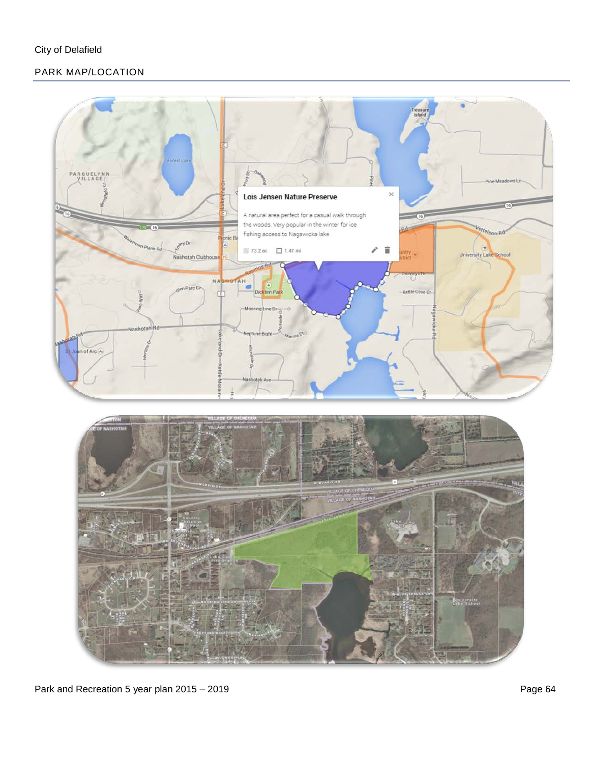City of Delafield

## PARK MAP/LOCATION

**Lois Jensen Nature Preserve**

A natural area perfect for a casual walk through the woods. Very popular in the winter for ice fishing access to Nagawicka lake

73.2 ac   1.47 mi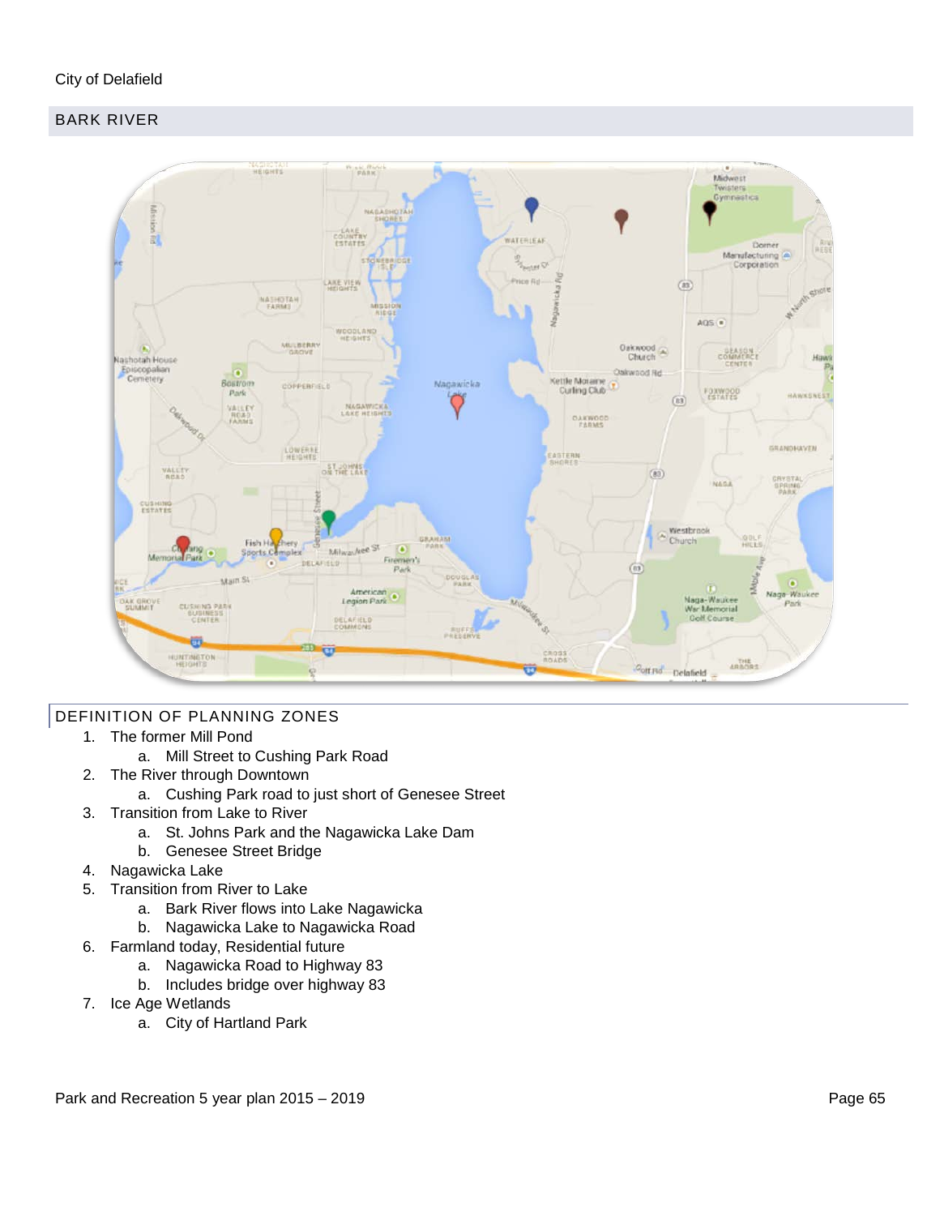City of Delafield

## BARK RIVER

## DEFINITION OF PLANNING ZONES

1. The former Mill Pond
   a. Mill Street to Cushing Park Road
2. The River through Downtown
   a. Cushing Park road to just short of Genesee Street
3. Transition from Lake to River
   a. St. Johns Park and the Nagawicka Lake Dam
   b. Genesee Street Bridge
4. Nagawicka Lake
5. Transition from River to Lake
   a. Bark River flows into Lake Nagawicka
   b. Nagawicka Lake to Nagawicka Road
6. Farmland today, Residential future
   a. Nagawicka Road to Highway 83
   b. Includes bridge over highway 83
7. Ice Age Wetlands
   a. City of Hartland Park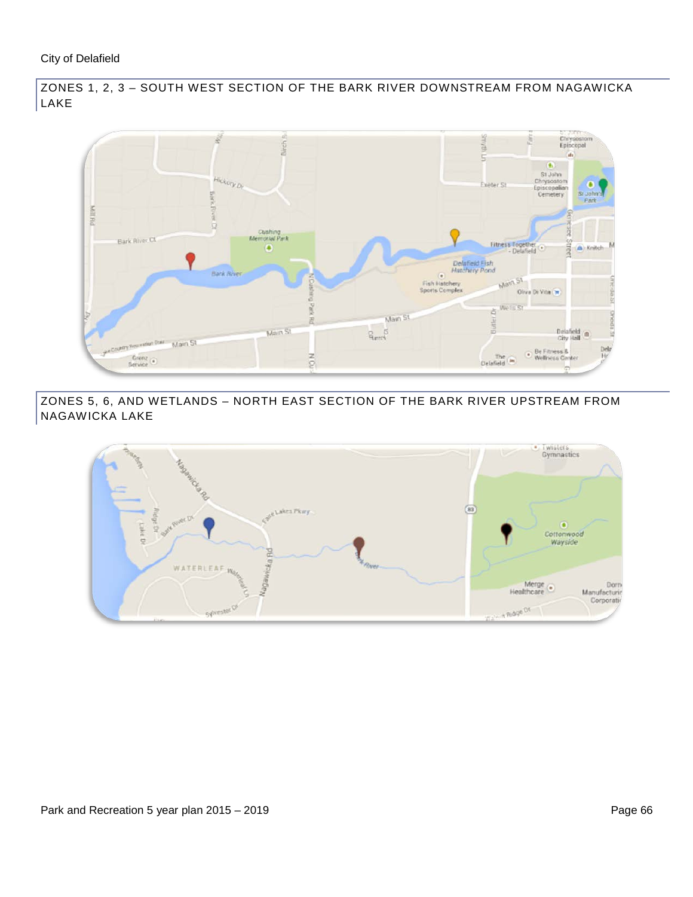## ZONES 1, 2, 3 – SOUTH WEST SECTION OF THE BARK RIVER DOWNSTREAM FROM NAGAWICKA LAKE

## ZONES 5, 6, AND WETLANDS – NORTH EAST SECTION OF THE BARK RIVER UPSTREAM FROM NAGAWICKA LAKE